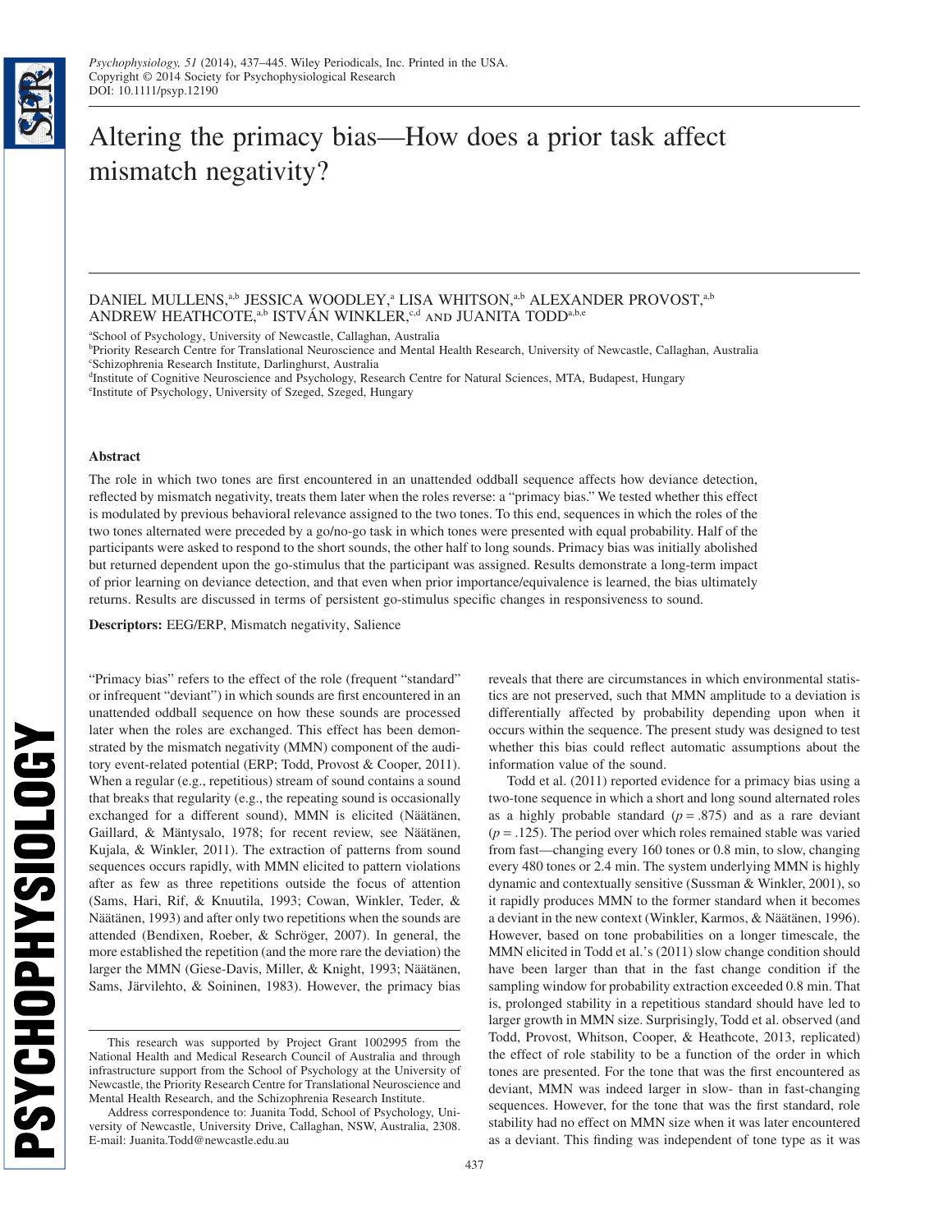# Altering the primacy bias—How does a prior task affect mismatch negativity?

DANIEL MULLENS,[a,b] JESSICA WOODLEY,[a] LISA WHITSON,[a,b] ALEXANDER PROVOST,[a,b] ANDREW HEATHCOTE,[a,b] ISTVÁN WINKLER,[c,d] AND JUANITA TODD[a,b,e]

[a]School of Psychology, University of Newcastle, Callaghan, Australia
[b]Priority Research Centre for Translational Neuroscience and Mental Health Research, University of Newcastle, Callaghan, Australia
[c]Schizophrenia Research Institute, Darlinghurst, Australia
[d]Institute of Cognitive Neuroscience and Psychology, Research Centre for Natural Sciences, MTA, Budapest, Hungary
[e]Institute of Psychology, University of Szeged, Szeged, Hungary

### Abstract

The role in which two tones are first encountered in an unattended oddball sequence affects how deviance detection, reflected by mismatch negativity, treats them later when the roles reverse: a "primacy bias." We tested whether this effect is modulated by previous behavioral relevance assigned to the two tones. To this end, sequences in which the roles of the two tones alternated were preceded by a go/no-go task in which tones were presented with equal probability. Half of the participants were asked to respond to the short sounds, the other half to long sounds. Primacy bias was initially abolished but returned dependent upon the go-stimulus that the participant was assigned. Results demonstrate a long-term impact of prior learning on deviance detection, and that even when prior importance/equivalence is learned, the bias ultimately returns. Results are discussed in terms of persistent go-stimulus specific changes in responsiveness to sound.

**Descriptors:** EEG/ERP, Mismatch negativity, Salience

"Primacy bias" refers to the effect of the role (frequent "standard" or infrequent "deviant") in which sounds are first encountered in an unattended oddball sequence on how these sounds are processed later when the roles are exchanged. This effect has been demonstrated by the mismatch negativity (MMN) component of the auditory event-related potential (ERP; Todd, Provost & Cooper, 2011). When a regular (e.g., repetitious) stream of sound contains a sound that breaks that regularity (e.g., the repeating sound is occasionally exchanged for a different sound), MMN is elicited (Näätänen, Gaillard, & Mäntysalo, 1978; for recent review, see Näätänen, Kujala, & Winkler, 2011). The extraction of patterns from sound sequences occurs rapidly, with MMN elicited to pattern violations after as few as three repetitions outside the focus of attention (Sams, Hari, Rif, & Knuutila, 1993; Cowan, Winkler, Teder, & Näätänen, 1993) and after only two repetitions when the sounds are attended (Bendixen, Roeber, & Schröger, 2007). In general, the more established the repetition (and the more rare the deviation) the larger the MMN (Giese-Davis, Miller, & Knight, 1993; Näätänen, Sams, Järvilehto, & Soininen, 1983). However, the primacy bias reveals that there are circumstances in which environmental statistics are not preserved, such that MMN amplitude to a deviation is differentially affected by probability depending upon when it occurs within the sequence. The present study was designed to test whether this bias could reflect automatic assumptions about the information value of the sound.

Todd et al. (2011) reported evidence for a primacy bias using a two-tone sequence in which a short and long sound alternated roles as a highly probable standard ($p = .875$) and as a rare deviant ($p = .125$). The period over which roles remained stable was varied from fast—changing every 160 tones or 0.8 min, to slow, changing every 480 tones or 2.4 min. The system underlying MMN is highly dynamic and contextually sensitive (Sussman & Winkler, 2001), so it rapidly produces MMN to the former standard when it becomes a deviant in the new context (Winkler, Karmos, & Näätänen, 1996). However, based on tone probabilities on a longer timescale, the MMN elicited in Todd et al.'s (2011) slow change condition should have been larger than that in the fast change condition if the sampling window for probability extraction exceeded 0.8 min. That is, prolonged stability in a repetitious standard should have led to larger growth in MMN size. Surprisingly, Todd et al. observed (and Todd, Provost, Whitson, Cooper, & Heathcote, 2013, replicated) the effect of role stability to be a function of the order in which tones are presented. For the tone that was the first encountered as deviant, MMN was indeed larger in slow- than in fast-changing sequences. However, for the tone that was the first standard, role stability had no effect on MMN size when it was later encountered as a deviant. This finding was independent of tone type as it was

This research was supported by Project Grant 1002995 from the National Health and Medical Research Council of Australia and through infrastructure support from the School of Psychology at the University of Newcastle, the Priority Research Centre for Translational Neuroscience and Mental Health Research, and the Schizophrenia Research Institute.

Address correspondence to: Juanita Todd, School of Psychology, University of Newcastle, University Drive, Callaghan, NSW, Australia, 2308. E-mail: Juanita.Todd@newcastle.edu.au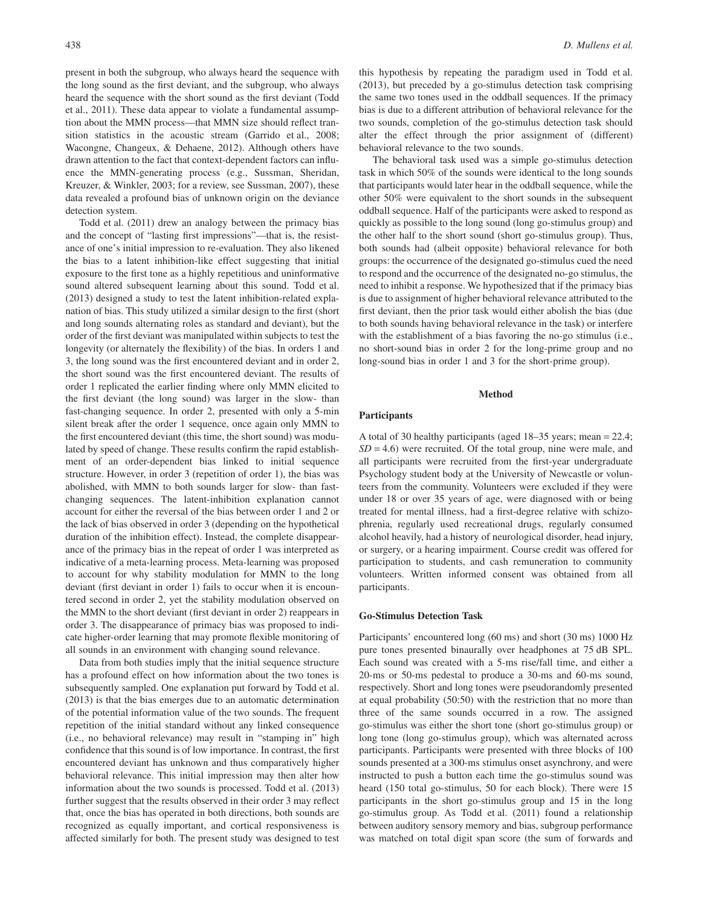present in both the subgroup, who always heard the sequence with the long sound as the first deviant, and the subgroup, who always heard the sequence with the short sound as the first deviant (Todd et al., 2011). These data appear to violate a fundamental assumption about the MMN process—that MMN size should reflect transition statistics in the acoustic stream (Garrido et al., 2008; Wacongne, Changeux, & Dehaene, 2012). Although others have drawn attention to the fact that context-dependent factors can influence the MMN-generating process (e.g., Sussman, Sheridan, Kreuzer, & Winkler, 2003; for a review, see Sussman, 2007), these data revealed a profound bias of unknown origin on the deviance detection system.

Todd et al. (2011) drew an analogy between the primacy bias and the concept of "lasting first impressions"—that is, the resistance of one's initial impression to re-evaluation. They also likened the bias to a latent inhibition-like effect suggesting that initial exposure to the first tone as a highly repetitious and uninformative sound altered subsequent learning about this sound. Todd et al. (2013) designed a study to test the latent inhibition-related explanation of bias. This study utilized a similar design to the first (short and long sounds alternating roles as standard and deviant), but the order of the first deviant was manipulated within subjects to test the longevity (or alternately the flexibility) of the bias. In orders 1 and 3, the long sound was the first encountered deviant and in order 2, the short sound was the first encountered deviant. The results of order 1 replicated the earlier finding where only MMN elicited to the first deviant (the long sound) was larger in the slow- than fast-changing sequence. In order 2, presented with only a 5-min silent break after the order 1 sequence, once again only MMN to the first encountered deviant (this time, the short sound) was modulated by speed of change. These results confirm the rapid establishment of an order-dependent bias linked to initial sequence structure. However, in order 3 (repetition of order 1), the bias was abolished, with MMN to both sounds larger for slow- than fast-changing sequences. The latent-inhibition explanation cannot account for either the reversal of the bias between order 1 and 2 or the lack of bias observed in order 3 (depending on the hypothetical duration of the inhibition effect). Instead, the complete disappearance of the primacy bias in the repeat of order 1 was interpreted as indicative of a meta-learning process. Meta-learning was proposed to account for why stability modulation for MMN to the long deviant (first deviant in order 1) fails to occur when it is encountered second in order 2, yet the stability modulation observed on the MMN to the short deviant (first deviant in order 2) reappears in order 3. The disappearance of primacy bias was proposed to indicate higher-order learning that may promote flexible monitoring of all sounds in an environment with changing sound relevance.

Data from both studies imply that the initial sequence structure has a profound effect on how information about the two tones is subsequently sampled. One explanation put forward by Todd et al. (2013) is that the bias emerges due to an automatic determination of the potential information value of the two sounds. The frequent repetition of the initial standard without any linked consequence (i.e., no behavioral relevance) may result in "stamping in" high confidence that this sound is of low importance. In contrast, the first encountered deviant has unknown and thus comparatively higher behavioral relevance. This initial impression may then alter how information about the two sounds is processed. Todd et al. (2013) further suggest that the results observed in their order 3 may reflect that, once the bias has operated in both directions, both sounds are recognized as equally important, and cortical responsiveness is affected similarly for both. The present study was designed to test this hypothesis by repeating the paradigm used in Todd et al. (2013), but preceded by a go-stimulus detection task comprising the same two tones used in the oddball sequences. If the primacy bias is due to a different attribution of behavioral relevance for the two sounds, completion of the go-stimulus detection task should alter the effect through the prior assignment of (different) behavioral relevance to the two sounds.

The behavioral task used was a simple go-stimulus detection task in which 50% of the sounds were identical to the long sounds that participants would later hear in the oddball sequence, while the other 50% were equivalent to the short sounds in the subsequent oddball sequence. Half of the participants were asked to respond as quickly as possible to the long sound (long go-stimulus group) and the other half to the short sound (short go-stimulus group). Thus, both sounds had (albeit opposite) behavioral relevance for both groups: the occurrence of the designated go-stimulus cued the need to respond and the occurrence of the designated no-go stimulus, the need to inhibit a response. We hypothesized that if the primacy bias is due to assignment of higher behavioral relevance attributed to the first deviant, then the prior task would either abolish the bias (due to both sounds having behavioral relevance in the task) or interfere with the establishment of a bias favoring the no-go stimulus (i.e., no short-sound bias in order 2 for the long-prime group and no long-sound bias in order 1 and 3 for the short-prime group).

## Method

### Participants

A total of 30 healthy participants (aged 18–35 years; mean = 22.4; *SD* = 4.6) were recruited. Of the total group, nine were male, and all participants were recruited from the first-year undergraduate Psychology student body at the University of Newcastle or volunteers from the community. Volunteers were excluded if they were under 18 or over 35 years of age, were diagnosed with or being treated for mental illness, had a first-degree relative with schizophrenia, regularly used recreational drugs, regularly consumed alcohol heavily, had a history of neurological disorder, head injury, or surgery, or a hearing impairment. Course credit was offered for participation to students, and cash remuneration to community volunteers. Written informed consent was obtained from all participants.

### Go-Stimulus Detection Task

Participants' encountered long (60 ms) and short (30 ms) 1000 Hz pure tones presented binaurally over headphones at 75 dB SPL. Each sound was created with a 5-ms rise/fall time, and either a 20-ms or 50-ms pedestal to produce a 30-ms and 60-ms sound, respectively. Short and long tones were pseudorandomly presented at equal probability (50:50) with the restriction that no more than three of the same sounds occurred in a row. The assigned go-stimulus was either the short tone (short go-stimulus group) or long tone (long go-stimulus group), which was alternated across participants. Participants were presented with three blocks of 100 sounds presented at a 300-ms stimulus onset asynchrony, and were instructed to push a button each time the go-stimulus sound was heard (150 total go-stimulus, 50 for each block). There were 15 participants in the short go-stimulus group and 15 in the long go-stimulus group. As Todd et al. (2011) found a relationship between auditory sensory memory and bias, subgroup performance was matched on total digit span score (the sum of forwards and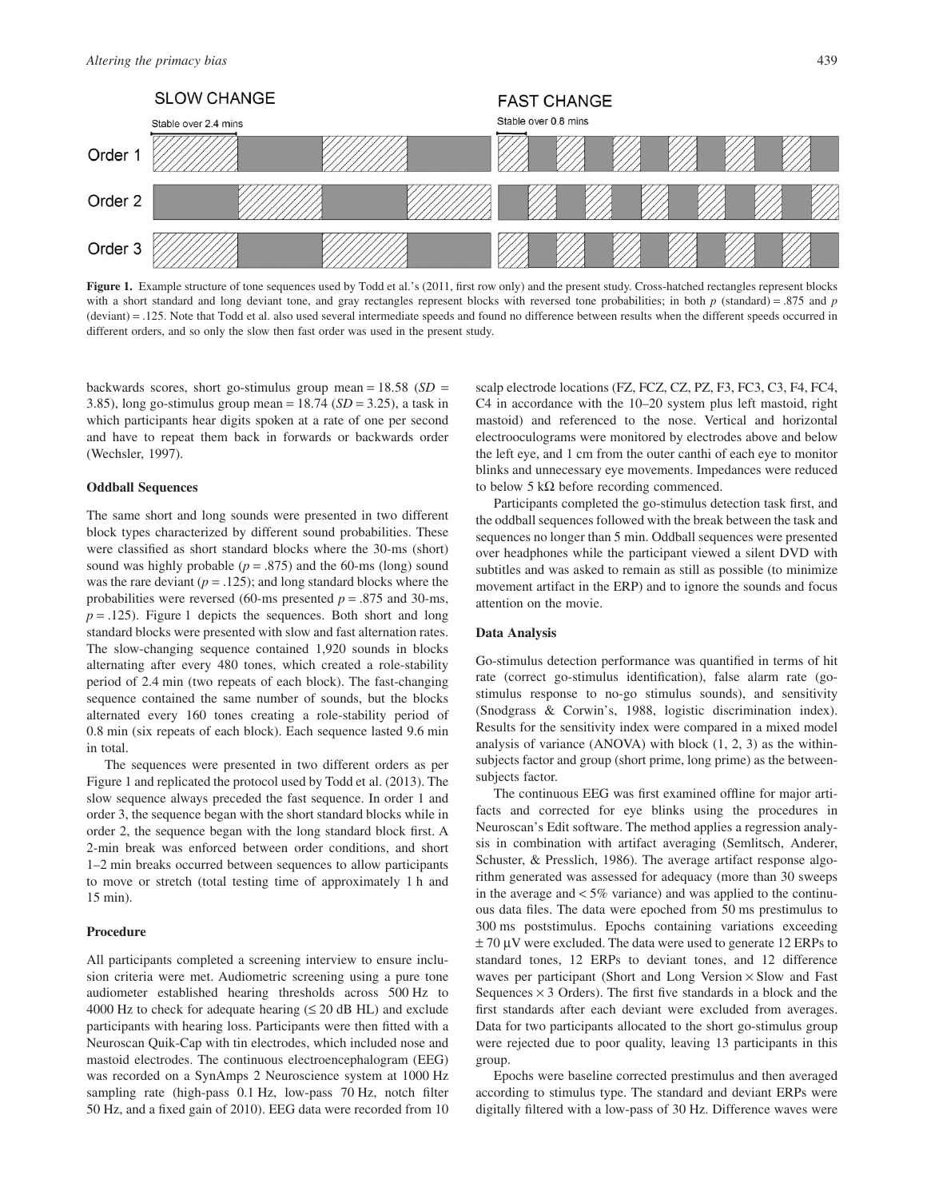Figure 1. Example structure of tone sequences used by Todd et al.'s (2011, first row only) and the present study. Cross-hatched rectangles represent blocks with a short standard and long deviant tone, and gray rectangles represent blocks with reversed tone probabilities; in both $p$ (standard) = .875 and $p$ (deviant) = .125. Note that Todd et al. also used several intermediate speeds and found no difference between results when the different speeds occurred in different orders, and so only the slow then fast order was used in the present study.

backwards scores, short go-stimulus group mean = 18.58 ($SD$ = 3.85), long go-stimulus group mean = 18.74 ($SD$ = 3.25), a task in which participants hear digits spoken at a rate of one per second and have to repeat them back in forwards or backwards order (Wechsler, 1997).

### Oddball Sequences

The same short and long sounds were presented in two different block types characterized by different sound probabilities. These were classified as short standard blocks where the 30-ms (short) sound was highly probable ($p$ = .875) and the 60-ms (long) sound was the rare deviant ($p$ = .125); and long standard blocks where the probabilities were reversed (60-ms presented $p$ = .875 and 30-ms, $p$ = .125). Figure 1 depicts the sequences. Both short and long standard blocks were presented with slow and fast alternation rates. The slow-changing sequence contained 1,920 sounds in blocks alternating after every 480 tones, which created a role-stability period of 2.4 min (two repeats of each block). The fast-changing sequence contained the same number of sounds, but the blocks alternated every 160 tones creating a role-stability period of 0.8 min (six repeats of each block). Each sequence lasted 9.6 min in total.

The sequences were presented in two different orders as per Figure 1 and replicated the protocol used by Todd et al. (2013). The slow sequence always preceded the fast sequence. In order 1 and order 3, the sequence began with the short standard blocks while in order 2, the sequence began with the long standard block first. A 2-min break was enforced between order conditions, and short 1–2 min breaks occurred between sequences to allow participants to move or stretch (total testing time of approximately 1 h and 15 min).

### Procedure

All participants completed a screening interview to ensure inclusion criteria were met. Audiometric screening using a pure tone audiometer established hearing thresholds across 500 Hz to 4000 Hz to check for adequate hearing (≤ 20 dB HL) and exclude participants with hearing loss. Participants were then fitted with a Neuroscan Quik-Cap with tin electrodes, which included nose and mastoid electrodes. The continuous electroencephalogram (EEG) was recorded on a SynAmps 2 Neuroscience system at 1000 Hz sampling rate (high-pass 0.1 Hz, low-pass 70 Hz, notch filter 50 Hz, and a fixed gain of 2010). EEG data were recorded from 10 scalp electrode locations (FZ, FCZ, CZ, PZ, F3, FC3, C3, F4, FC4, C4 in accordance with the 10–20 system plus left mastoid, right mastoid) and referenced to the nose. Vertical and horizontal electrooculograms were monitored by electrodes above and below the left eye, and 1 cm from the outer canthi of each eye to monitor blinks and unnecessary eye movements. Impedances were reduced to below 5 kΩ before recording commenced.

Participants completed the go-stimulus detection task first, and the oddball sequences followed with the break between the task and sequences no longer than 5 min. Oddball sequences were presented over headphones while the participant viewed a silent DVD with subtitles and was asked to remain as still as possible (to minimize movement artifact in the ERP) and to ignore the sounds and focus attention on the movie.

### Data Analysis

Go-stimulus detection performance was quantified in terms of hit rate (correct go-stimulus identification), false alarm rate (go-stimulus response to no-go stimulus sounds), and sensitivity (Snodgrass & Corwin's, 1988, logistic discrimination index). Results for the sensitivity index were compared in a mixed model analysis of variance (ANOVA) with block (1, 2, 3) as the within-subjects factor and group (short prime, long prime) as the between-subjects factor.

The continuous EEG was first examined offline for major artifacts and corrected for eye blinks using the procedures in Neuroscan's Edit software. The method applies a regression analysis in combination with artifact averaging (Semlitsch, Anderer, Schuster, & Presslich, 1986). The average artifact response algorithm generated was assessed for adequacy (more than 30 sweeps in the average and < 5% variance) and was applied to the continuous data files. The data were epoched from 50 ms prestimulus to 300 ms poststimulus. Epochs containing variations exceeding ± 70 μV were excluded. The data were used to generate 12 ERPs to standard tones, 12 ERPs to deviant tones, and 12 difference waves per participant (Short and Long Version × Slow and Fast Sequences × 3 Orders). The first five standards in a block and the first standards after each deviant were excluded from averages. Data for two participants allocated to the short go-stimulus group were rejected due to poor quality, leaving 13 participants in this group.

Epochs were baseline corrected prestimulus and then averaged according to stimulus type. The standard and deviant ERPs were digitally filtered with a low-pass of 30 Hz. Difference waves were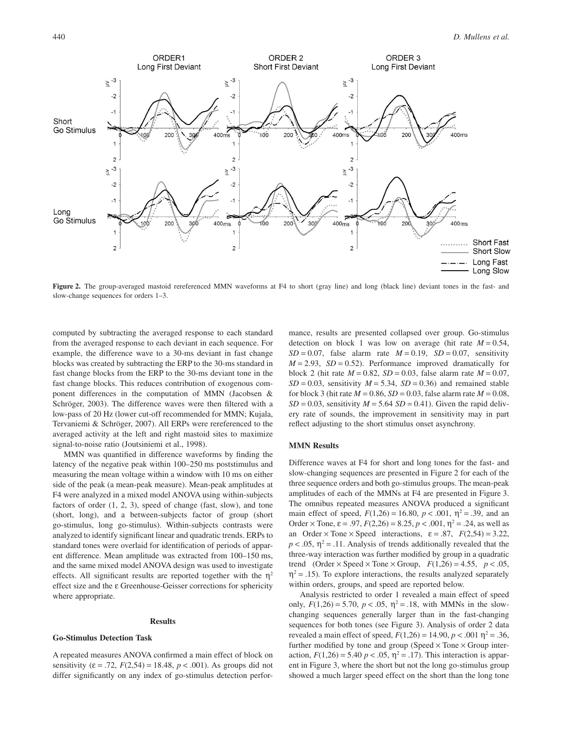**Figure 2.** The group-averaged mastoid rereferenced MMN waveforms at F4 to short (gray line) and long (black line) deviant tones in the fast- and slow-change sequences for orders 1–3.

computed by subtracting the averaged response to each standard from the averaged response to each deviant in each sequence. For example, the difference wave to a 30-ms deviant in fast change blocks was created by subtracting the ERP to the 30-ms standard in fast change blocks from the ERP to the 30-ms deviant tone in the fast change blocks. This reduces contribution of exogenous component differences in the computation of MMN (Jacobsen & Schröger, 2003). The difference waves were then filtered with a low-pass of 20 Hz (lower cut-off recommended for MMN; Kujala, Tervaniemi & Schröger, 2007). All ERPs were rereferenced to the averaged activity at the left and right mastoid sites to maximize signal-to-noise ratio (Joutsiniemi et al., 1998).

MMN was quantified in difference waveforms by finding the latency of the negative peak within 100–250 ms poststimulus and measuring the mean voltage within a window with 10 ms on either side of the peak (a mean-peak measure). Mean-peak amplitudes at F4 were analyzed in a mixed model ANOVA using within-subjects factors of order (1, 2, 3), speed of change (fast, slow), and tone (short, long), and a between-subjects factor of group (short go-stimulus, long go-stimulus). Within-subjects contrasts were analyzed to identify significant linear and quadratic trends. ERPs to standard tones were overlaid for identification of periods of apparent difference. Mean amplitude was extracted from 100–150 ms, and the same mixed model ANOVA design was used to investigate effects. All significant results are reported together with the $\eta^2$ effect size and the ε Greenhouse-Geisser corrections for sphericity where appropriate.

## Results

### Go-Stimulus Detection Task

A repeated measures ANOVA confirmed a main effect of block on sensitivity ($\varepsilon = .72$, $F(2,54) = 18.48$, $p < .001$). As groups did not differ significantly on any index of go-stimulus detection performance, results are presented collapsed over group. Go-stimulus detection on block 1 was low on average (hit rate $M = 0.54$, $SD = 0.07$, false alarm rate $M = 0.19$, $SD = 0.07$, sensitivity $M = 2.93$, $SD = 0.52$). Performance improved dramatically for block 2 (hit rate $M = 0.82$, $SD = 0.03$, false alarm rate $M = 0.07$, $SD = 0.03$, sensitivity $M = 5.34$, $SD = 0.36$) and remained stable for block 3 (hit rate $M = 0.86$, $SD = 0.03$, false alarm rate $M = 0.08$, $SD = 0.03$, sensitivity $M = 5.64$ $SD = 0.41$). Given the rapid delivery rate of sounds, the improvement in sensitivity may in part reflect adjusting to the short stimulus onset asynchrony.

### MMN Results

Difference waves at F4 for short and long tones for the fast- and slow-changing sequences are presented in Figure 2 for each of the three sequence orders and both go-stimulus groups. The mean-peak amplitudes of each of the MMNs at F4 are presented in Figure 3. The omnibus repeated measures ANOVA produced a significant main effect of speed, $F(1,26) = 16.80$, $p < .001$, $\eta^2 = .39$, and an Order × Tone, $\varepsilon = .97$, $F(2,26) = 8.25$, $p < .001$, $\eta^2 = .24$, as well as an Order × Tone × Speed interactions, $\varepsilon = .87$, $F(2,54) = 3.22$, $p < .05$, $\eta^2 = .11$. Analysis of trends additionally revealed that the three-way interaction was further modified by group in a quadratic trend (Order × Speed × Tone × Group, $F(1,26) = 4.55$, $p < .05$, $\eta^2 = .15$). To explore interactions, the results analyzed separately within orders, groups, and speed are reported below.

Analysis restricted to order 1 revealed a main effect of speed only, $F(1,26) = 5.70$, $p < .05$, $\eta^2 = .18$, with MMNs in the slow-changing sequences generally larger than in the fast-changing sequences for both tones (see Figure 3). Analysis of order 2 data revealed a main effect of speed, $F(1,26) = 14.90$, $p < .001$ $\eta^2 = .36$, further modified by tone and group (Speed × Tone × Group interaction, $F(1,26) = 5.40$ $p < .05$, $\eta^2 = .17$). This interaction is apparent in Figure 3, where the short but not the long go-stimulus group showed a much larger speed effect on the short than the long tone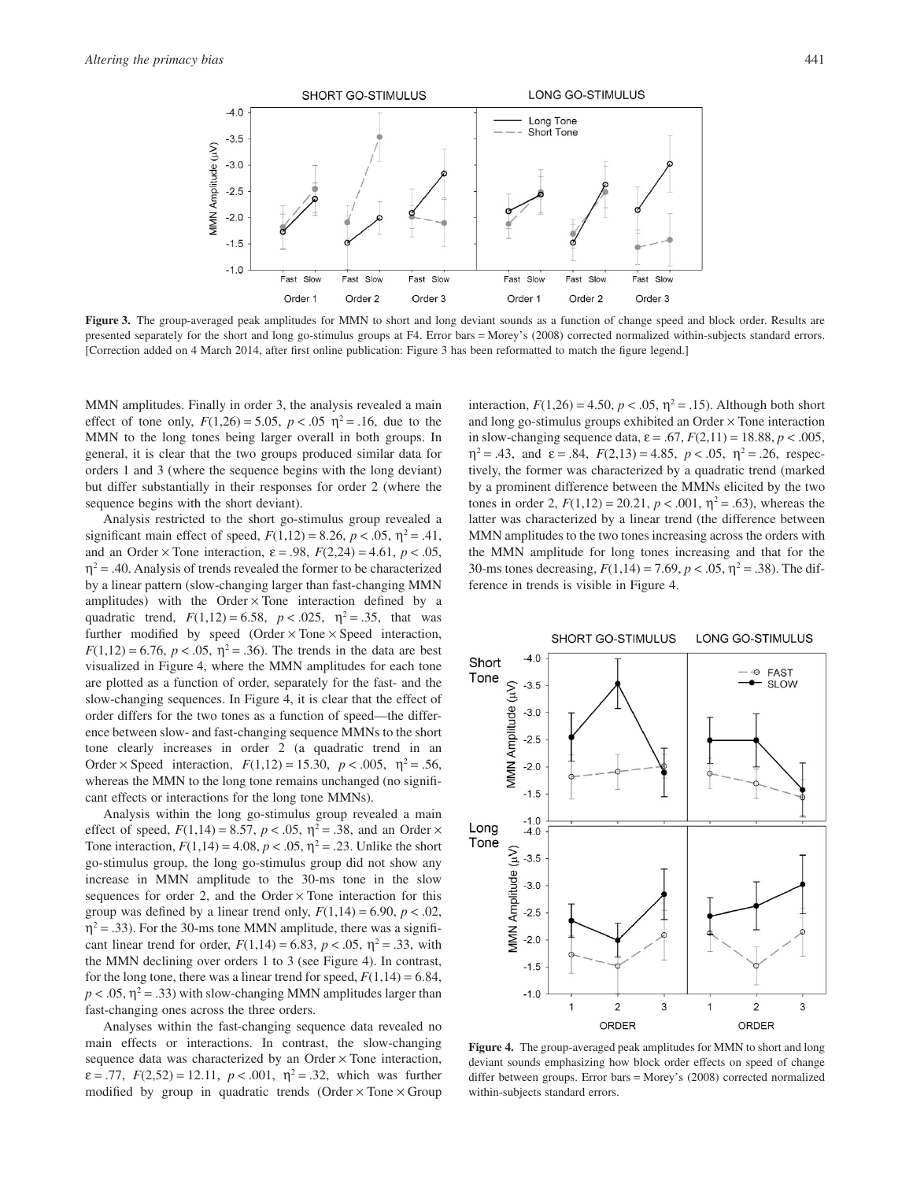**Figure 3.** The group-averaged peak amplitudes for MMN to short and long deviant sounds as a function of change speed and block order. Results are presented separately for the short and long go-stimulus groups at F4. Error bars = Morey's (2008) corrected normalized within-subjects standard errors. [Correction added on 4 March 2014, after first online publication: Figure 3 has been reformatted to match the figure legend.]

MMN amplitudes. Finally in order 3, the analysis revealed a main effect of tone only, $F(1,26) = 5.05$, $p < .05$ $\eta^2 = .16$, due to the MMN to the long tones being larger overall in both groups. In general, it is clear that the two groups produced similar data for orders 1 and 3 (where the sequence begins with the long deviant) but differ substantially in their responses for order 2 (where the sequence begins with the short deviant).

Analysis restricted to the short go-stimulus group revealed a significant main effect of speed, $F(1,12) = 8.26$, $p < .05$, $\eta^2 = .41$, and an Order × Tone interaction, $\varepsilon = .98$, $F(2,24) = 4.61$, $p < .05$, $\eta^2 = .40$. Analysis of trends revealed the former to be characterized by a linear pattern (slow-changing larger than fast-changing MMN amplitudes) with the Order × Tone interaction defined by a quadratic trend, $F(1,12) = 6.58$, $p < .025$, $\eta^2 = .35$, that was further modified by speed (Order × Tone × Speed interaction, $F(1,12) = 6.76$, $p < .05$, $\eta^2 = .36$). The trends in the data are best visualized in Figure 4, where the MMN amplitudes for each tone are plotted as a function of order, separately for the fast- and the slow-changing sequences. In Figure 4, it is clear that the effect of order differs for the two tones as a function of speed—the difference between slow- and fast-changing sequence MMNs to the short tone clearly increases in order 2 (a quadratic trend in an Order × Speed interaction, $F(1,12) = 15.30$, $p < .005$, $\eta^2 = .56$, whereas the MMN to the long tone remains unchanged (no significant effects or interactions for the long tone MMNs).

Analysis within the long go-stimulus group revealed a main effect of speed, $F(1,14) = 8.57$, $p < .05$, $\eta^2 = .38$, and an Order × Tone interaction, $F(1,14) = 4.08$, $p < .05$, $\eta^2 = .23$. Unlike the short go-stimulus group, the long go-stimulus group did not show any increase in MMN amplitude to the 30-ms tone in the slow sequences for order 2, and the Order × Tone interaction for this group was defined by a linear trend only, $F(1,14) = 6.90$, $p < .02$, $\eta^2 = .33$). For the 30-ms tone MMN amplitude, there was a significant linear trend for order, $F(1,14) = 6.83$, $p < .05$, $\eta^2 = .33$, with the MMN declining over orders 1 to 3 (see Figure 4). In contrast, for the long tone, there was a linear trend for speed, $F(1,14) = 6.84$, $p < .05$, $\eta^2 = .33$) with slow-changing MMN amplitudes larger than fast-changing ones across the three orders.

Analyses within the fast-changing sequence data revealed no main effects or interactions. In contrast, the slow-changing sequence data was characterized by an Order × Tone interaction, $\varepsilon = .77$, $F(2,52) = 12.11$, $p < .001$, $\eta^2 = .32$, which was further modified by group in quadratic trends (Order × Tone × Group interaction, $F(1,26) = 4.50$, $p < .05$, $\eta^2 = .15$). Although both short and long go-stimulus groups exhibited an Order × Tone interaction in slow-changing sequence data, $\varepsilon = .67$, $F(2,11) = 18.88$, $p < .005$, $\eta^2 = .43$, and $\varepsilon = .84$, $F(2,13) = 4.85$, $p < .05$, $\eta^2 = .26$, respectively, the former was characterized by a quadratic trend (marked by a prominent difference between the MMNs elicited by the two tones in order 2, $F(1,12) = 20.21$, $p < .001$, $\eta^2 = .63$), whereas the latter was characterized by a linear trend (the difference between MMN amplitudes to the two tones increasing across the orders with the MMN amplitude for long tones increasing and that for the 30-ms tones decreasing, $F(1,14) = 7.69$, $p < .05$, $\eta^2 = .38$). The difference in trends is visible in Figure 4.

**Figure 4.** The group-averaged peak amplitudes for MMN to short and long deviant sounds emphasizing how block order effects on speed of change differ between groups. Error bars = Morey's (2008) corrected normalized within-subjects standard errors.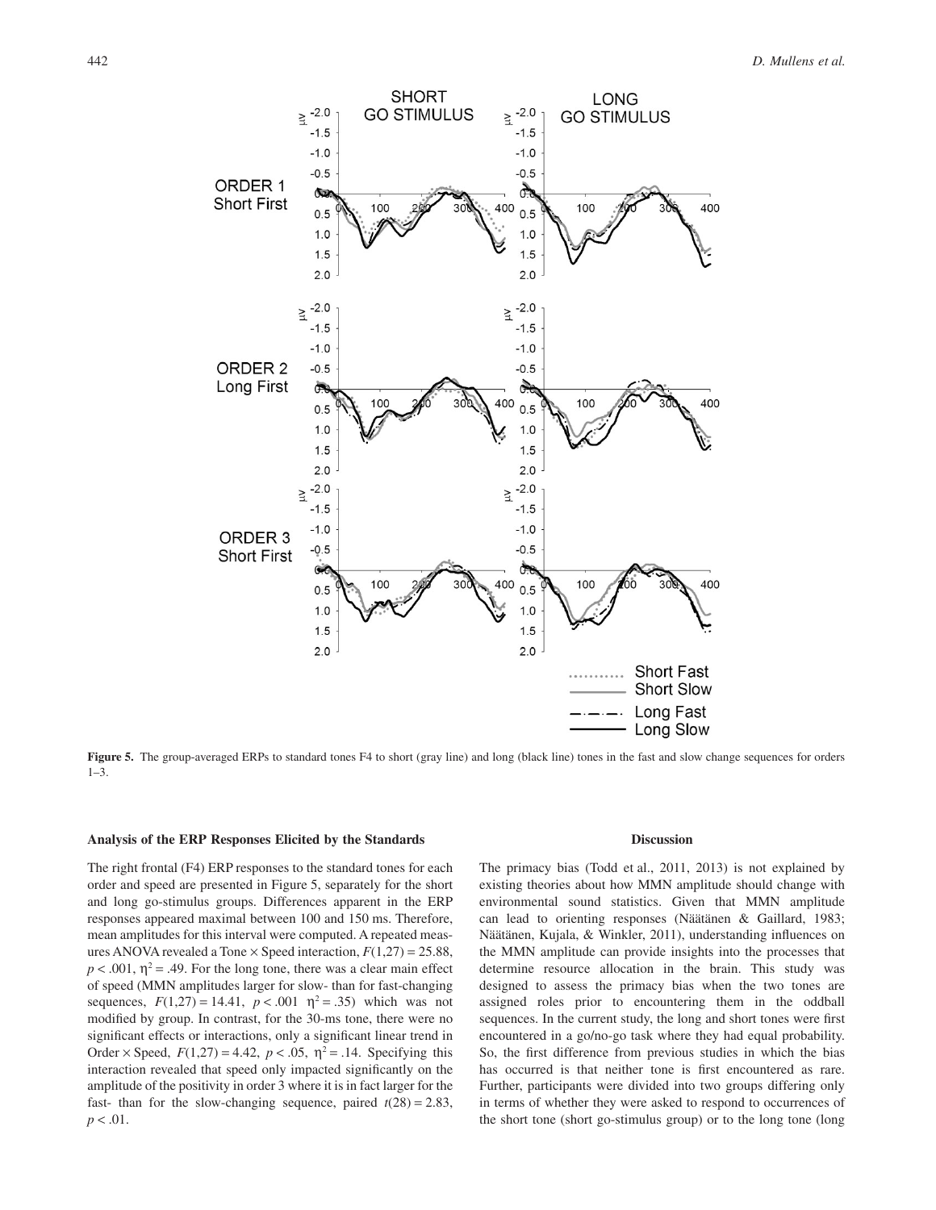**Figure 5.** The group-averaged ERPs to standard tones F4 to short (gray line) and long (black line) tones in the fast and slow change sequences for orders 1–3.

### Analysis of the ERP Responses Elicited by the Standards

The right frontal (F4) ERP responses to the standard tones for each order and speed are presented in Figure 5, separately for the short and long go-stimulus groups. Differences apparent in the ERP responses appeared maximal between 100 and 150 ms. Therefore, mean amplitudes for this interval were computed. A repeated measures ANOVA revealed a Tone × Speed interaction, $F(1,27) = 25.88$, $p < .001$, $\eta^2 = .49$. For the long tone, there was a clear main effect of speed (MMN amplitudes larger for slow- than for fast-changing sequences, $F(1,27) = 14.41$, $p < .001$ $\eta^2 = .35$) which was not modified by group. In contrast, for the 30-ms tone, there were no significant effects or interactions, only a significant linear trend in Order × Speed, $F(1,27) = 4.42$, $p < .05$, $\eta^2 = .14$. Specifying this interaction revealed that speed only impacted significantly on the amplitude of the positivity in order 3 where it is in fact larger for the fast- than for the slow-changing sequence, paired $t(28) = 2.83$, $p < .01$.

## Discussion

The primacy bias (Todd et al., 2011, 2013) is not explained by existing theories about how MMN amplitude should change with environmental sound statistics. Given that MMN amplitude can lead to orienting responses (Näätänen & Gaillard, 1983; Näätänen, Kujala, & Winkler, 2011), understanding influences on the MMN amplitude can provide insights into the processes that determine resource allocation in the brain. This study was designed to assess the primacy bias when the two tones are assigned roles prior to encountering them in the oddball sequences. In the current study, the long and short tones were first encountered in a go/no-go task where they had equal probability. So, the first difference from previous studies in which the bias has occurred is that neither tone is first encountered as rare. Further, participants were divided into two groups differing only in terms of whether they were asked to respond to occurrences of the short tone (short go-stimulus group) or to the long tone (long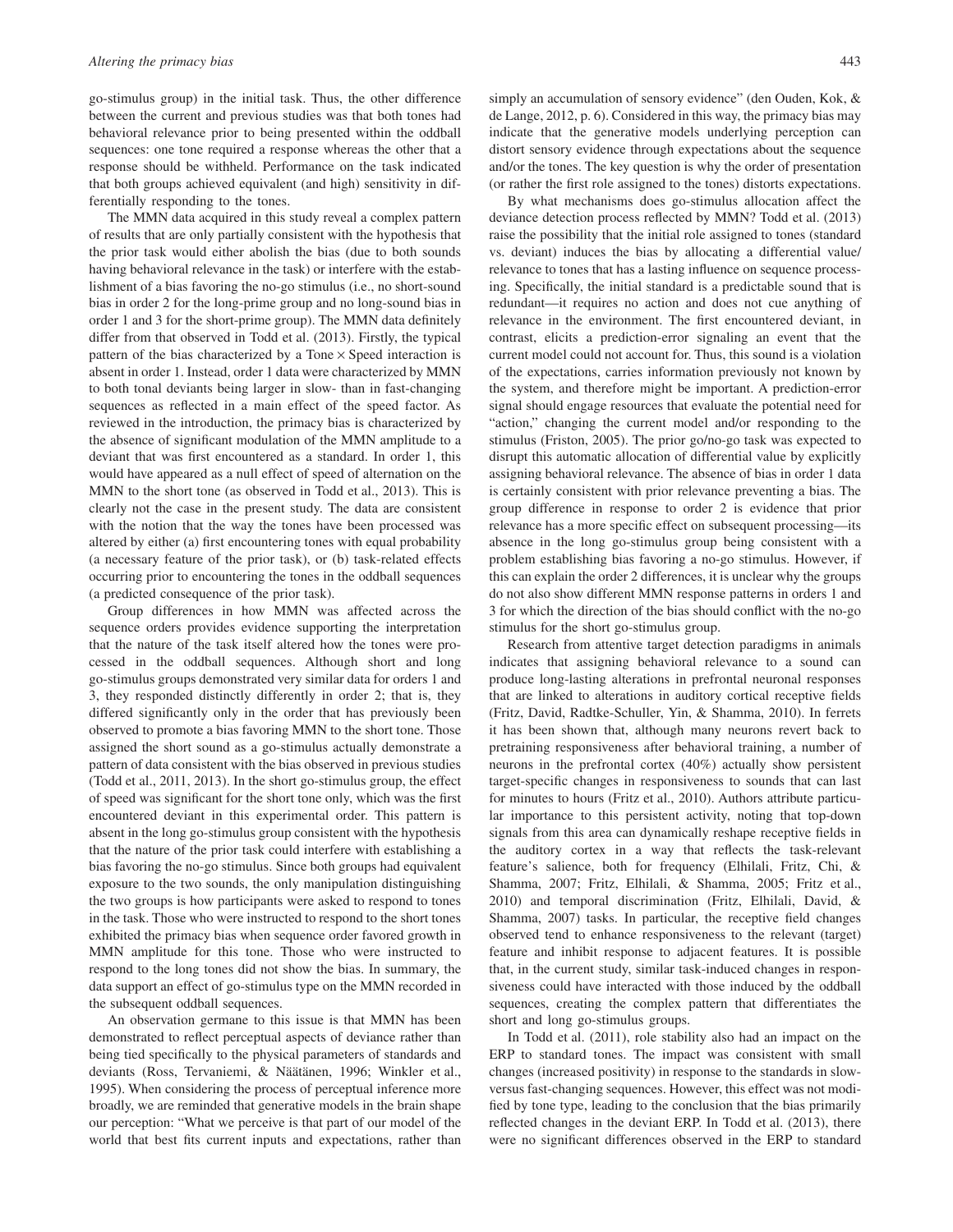go-stimulus group) in the initial task. Thus, the other difference between the current and previous studies was that both tones had behavioral relevance prior to being presented within the oddball sequences: one tone required a response whereas the other that a response should be withheld. Performance on the task indicated that both groups achieved equivalent (and high) sensitivity in differentially responding to the tones.

The MMN data acquired in this study reveal a complex pattern of results that are only partially consistent with the hypothesis that the prior task would either abolish the bias (due to both sounds having behavioral relevance in the task) or interfere with the establishment of a bias favoring the no-go stimulus (i.e., no short-sound bias in order 2 for the long-prime group and no long-sound bias in order 1 and 3 for the short-prime group). The MMN data definitely differ from that observed in Todd et al. (2013). Firstly, the typical pattern of the bias characterized by a Tone × Speed interaction is absent in order 1. Instead, order 1 data were characterized by MMN to both tonal deviants being larger in slow- than in fast-changing sequences as reflected in a main effect of the speed factor. As reviewed in the introduction, the primacy bias is characterized by the absence of significant modulation of the MMN amplitude to a deviant that was first encountered as a standard. In order 1, this would have appeared as a null effect of speed of alternation on the MMN to the short tone (as observed in Todd et al., 2013). This is clearly not the case in the present study. The data are consistent with the notion that the way the tones have been processed was altered by either (a) first encountering tones with equal probability (a necessary feature of the prior task), or (b) task-related effects occurring prior to encountering the tones in the oddball sequences (a predicted consequence of the prior task).

Group differences in how MMN was affected across the sequence orders provides evidence supporting the interpretation that the nature of the task itself altered how the tones were processed in the oddball sequences. Although short and long go-stimulus groups demonstrated very similar data for orders 1 and 3, they responded distinctly differently in order 2; that is, they differed significantly only in the order that has previously been observed to promote a bias favoring MMN to the short tone. Those assigned the short sound as a go-stimulus actually demonstrate a pattern of data consistent with the bias observed in previous studies (Todd et al., 2011, 2013). In the short go-stimulus group, the effect of speed was significant for the short tone only, which was the first encountered deviant in this experimental order. This pattern is absent in the long go-stimulus group consistent with the hypothesis that the nature of the prior task could interfere with establishing a bias favoring the no-go stimulus. Since both groups had equivalent exposure to the two sounds, the only manipulation distinguishing the two groups is how participants were asked to respond to tones in the task. Those who were instructed to respond to the short tones exhibited the primacy bias when sequence order favored growth in MMN amplitude for this tone. Those who were instructed to respond to the long tones did not show the bias. In summary, the data support an effect of go-stimulus type on the MMN recorded in the subsequent oddball sequences.

An observation germane to this issue is that MMN has been demonstrated to reflect perceptual aspects of deviance rather than being tied specifically to the physical parameters of standards and deviants (Ross, Tervaniemi, & Näätänen, 1996; Winkler et al., 1995). When considering the process of perceptual inference more broadly, we are reminded that generative models in the brain shape our perception: "What we perceive is that part of our model of the world that best fits current inputs and expectations, rather than simply an accumulation of sensory evidence" (den Ouden, Kok, & de Lange, 2012, p. 6). Considered in this way, the primacy bias may indicate that the generative models underlying perception can distort sensory evidence through expectations about the sequence and/or the tones. The key question is why the order of presentation (or rather the first role assigned to the tones) distorts expectations.

By what mechanisms does go-stimulus allocation affect the deviance detection process reflected by MMN? Todd et al. (2013) raise the possibility that the initial role assigned to tones (standard vs. deviant) induces the bias by allocating a differential value/relevance to tones that has a lasting influence on sequence processing. Specifically, the initial standard is a predictable sound that is redundant—it requires no action and does not cue anything of relevance in the environment. The first encountered deviant, in contrast, elicits a prediction-error signaling an event that the current model could not account for. Thus, this sound is a violation of the expectations, carries information previously not known by the system, and therefore might be important. A prediction-error signal should engage resources that evaluate the potential need for "action," changing the current model and/or responding to the stimulus (Friston, 2005). The prior go/no-go task was expected to disrupt this automatic allocation of differential value by explicitly assigning behavioral relevance. The absence of bias in order 1 data is certainly consistent with prior relevance preventing a bias. The group difference in response to order 2 is evidence that prior relevance has a more specific effect on subsequent processing—its absence in the long go-stimulus group being consistent with a problem establishing bias favoring a no-go stimulus. However, if this can explain the order 2 differences, it is unclear why the groups do not also show different MMN response patterns in orders 1 and 3 for which the direction of the bias should conflict with the no-go stimulus for the short go-stimulus group.

Research from attentive target detection paradigms in animals indicates that assigning behavioral relevance to a sound can produce long-lasting alterations in prefrontal neuronal responses that are linked to alterations in auditory cortical receptive fields (Fritz, David, Radtke-Schuller, Yin, & Shamma, 2010). In ferrets it has been shown that, although many neurons revert back to pretraining responsiveness after behavioral training, a number of neurons in the prefrontal cortex (40%) actually show persistent target-specific changes in responsiveness to sounds that can last for minutes to hours (Fritz et al., 2010). Authors attribute particular importance to this persistent activity, noting that top-down signals from this area can dynamically reshape receptive fields in the auditory cortex in a way that reflects the task-relevant feature's salience, both for frequency (Elhilali, Fritz, Chi, & Shamma, 2007; Fritz, Elhilali, & Shamma, 2005; Fritz et al., 2010) and temporal discrimination (Fritz, Elhilali, David, & Shamma, 2007) tasks. In particular, the receptive field changes observed tend to enhance responsiveness to the relevant (target) feature and inhibit response to adjacent features. It is possible that, in the current study, similar task-induced changes in responsiveness could have interacted with those induced by the oddball sequences, creating the complex pattern that differentiates the short and long go-stimulus groups.

In Todd et al. (2011), role stability also had an impact on the ERP to standard tones. The impact was consistent with small changes (increased positivity) in response to the standards in slow-versus fast-changing sequences. However, this effect was not modified by tone type, leading to the conclusion that the bias primarily reflected changes in the deviant ERP. In Todd et al. (2013), there were no significant differences observed in the ERP to standard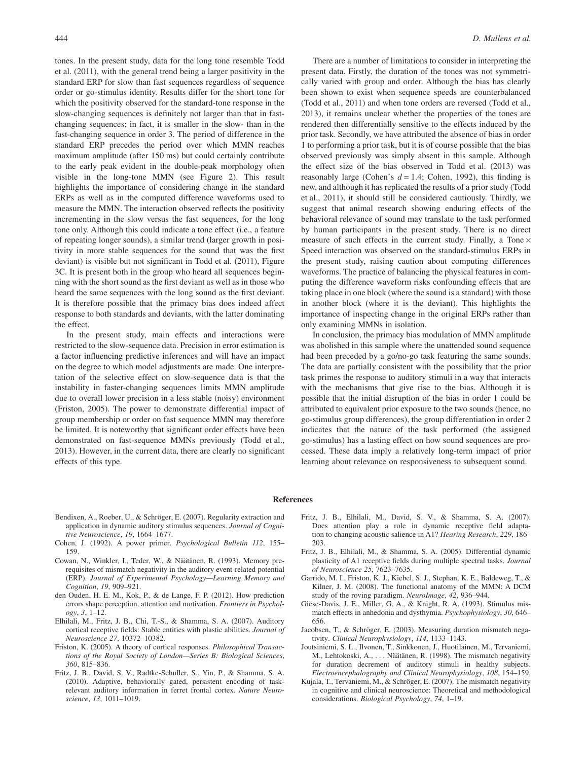tones. In the present study, data for the long tone resemble Todd et al. (2011), with the general trend being a larger positivity in the standard ERP for slow than fast sequences regardless of sequence order or go-stimulus identity. Results differ for the short tone for which the positivity observed for the standard-tone response in the slow-changing sequences is definitely not larger than that in fast-changing sequences; in fact, it is smaller in the slow- than in the fast-changing sequence in order 3. The period of difference in the standard ERP precedes the period over which MMN reaches maximum amplitude (after 150 ms) but could certainly contribute to the early peak evident in the double-peak morphology often visible in the long-tone MMN (see Figure 2). This result highlights the importance of considering change in the standard ERPs as well as in the computed difference waveforms used to measure the MMN. The interaction observed reflects the positivity incrementing in the slow versus the fast sequences, for the long tone only. Although this could indicate a tone effect (i.e., a feature of repeating longer sounds), a similar trend (larger growth in positivity in more stable sequences for the sound that was the first deviant) is visible but not significant in Todd et al. (2011), Figure 3C. It is present both in the group who heard all sequences beginning with the short sound as the first deviant as well as in those who heard the same sequences with the long sound as the first deviant. It is therefore possible that the primacy bias does indeed affect response to both standards and deviants, with the latter dominating the effect.

In the present study, main effects and interactions were restricted to the slow-sequence data. Precision in error estimation is a factor influencing predictive inferences and will have an impact on the degree to which model adjustments are made. One interpretation of the selective effect on slow-sequence data is that the instability in faster-changing sequences limits MMN amplitude due to overall lower precision in a less stable (noisy) environment (Friston, 2005). The power to demonstrate differential impact of group membership or order on fast sequence MMN may therefore be limited. It is noteworthy that significant order effects have been demonstrated on fast-sequence MMNs previously (Todd et al., 2013). However, in the current data, there are clearly no significant effects of this type.

There are a number of limitations to consider in interpreting the present data. Firstly, the duration of the tones was not symmetrically varied with group and order. Although the bias has clearly been shown to exist when sequence speeds are counterbalanced (Todd et al., 2011) and when tone orders are reversed (Todd et al., 2013), it remains unclear whether the properties of the tones are rendered then differentially sensitive to the effects induced by the prior task. Secondly, we have attributed the absence of bias in order 1 to performing a prior task, but it is of course possible that the bias observed previously was simply absent in this sample. Although the effect size of the bias observed in Todd et al. (2013) was reasonably large (Cohen's $d = 1.4$; Cohen, 1992), this finding is new, and although it has replicated the results of a prior study (Todd et al., 2011), it should still be considered cautiously. Thirdly, we suggest that animal research showing enduring effects of the behavioral relevance of sound may translate to the task performed by human participants in the present study. There is no direct measure of such effects in the current study. Finally, a Tone × Speed interaction was observed on the standard-stimulus ERPs in the present study, raising caution about computing differences waveforms. The practice of balancing the physical features in computing the difference waveform risks confounding effects that are taking place in one block (where the sound is a standard) with those in another block (where it is the deviant). This highlights the importance of inspecting change in the original ERPs rather than only examining MMNs in isolation.

In conclusion, the primacy bias modulation of MMN amplitude was abolished in this sample where the unattended sound sequence had been preceded by a go/no-go task featuring the same sounds. The data are partially consistent with the possibility that the prior task primes the response to auditory stimuli in a way that interacts with the mechanisms that give rise to the bias. Although it is possible that the initial disruption of the bias in order 1 could be attributed to equivalent prior exposure to the two sounds (hence, no go-stimulus group differences), the group differentiation in order 2 indicates that the nature of the task performed (the assigned go-stimulus) has a lasting effect on how sound sequences are processed. These data imply a relatively long-term impact of prior learning about relevance on responsiveness to subsequent sound.

## References

Bendixen, A., Roeber, U., & Schröger, E. (2007). Regularity extraction and application in dynamic auditory stimulus sequences. *Journal of Cognitive Neuroscience*, *19*, 1664–1677.

Cohen, J. (1992). A power primer. *Psychological Bulletin 112*, 155–159.

Cowan, N., Winkler, I., Teder, W., & Näätänen, R. (1993). Memory prerequisites of mismatch negativity in the auditory event-related potential (ERP). *Journal of Experimental Psychology—Learning Memory and Cognition*, *19*, 909–921.

den Ouden, H. E. M., Kok, P., & de Lange, F. P. (2012). How prediction errors shape perception, attention and motivation. *Frontiers in Psychology*, *3*, 1–12.

Elhilali, M., Fritz, J. B., Chi, T.-S., & Shamma, S. A. (2007). Auditory cortical receptive fields: Stable entities with plastic abilities. *Journal of Neuroscience 27*, 10372–10382.

Friston, K. (2005). A theory of cortical responses. *Philosophical Transactions of the Royal Society of London—Series B: Biological Sciences*, *360*, 815–836.

Fritz, J. B., David, S. V., Radtke-Schuller, S., Yin, P., & Shamma, S. A. (2010). Adaptive, behaviorally gated, persistent encoding of task-relevant auditory information in ferret frontal cortex. *Nature Neuroscience*, *13*, 1011–1019.

Fritz, J. B., Elhilali, M., David, S. V., & Shamma, S. A. (2007). Does attention play a role in dynamic receptive field adaptation to changing acoustic salience in A1? *Hearing Research*, *229*, 186–203.

Fritz, J. B., Elhilali, M., & Shamma, S. A. (2005). Differential dynamic plasticity of A1 receptive fields during multiple spectral tasks. *Journal of Neuroscience 25*, 7623–7635.

Garrido, M. I., Friston, K. J., Kiebel, S. J., Stephan, K. E., Baldeweg, T., & Kilner, J. M. (2008). The functional anatomy of the MMN: A DCM study of the roving paradigm. *NeuroImage*, *42*, 936–944.

Giese-Davis, J. E., Miller, G. A., & Knight, R. A. (1993). Stimulus mismatch effects in anhedonia and dysthymia. *Psychophysiology*, *30*, 646–656.

Jacobsen, T., & Schröger, E. (2003). Measuring duration mismatch negativity. *Clinical Neurophysiology*, *114*, 1133–1143.

Joutsiniemi, S. L., Ilvonen, T., Sinkkonen, J., Huotilainen, M., Tervaniemi, M., Lehtokoski, A., . . . Näätänen, R. (1998). The mismatch negativity for duration decrement of auditory stimuli in healthy subjects. *Electroencephalography and Clinical Neurophysiology*, *108*, 154–159.

Kujala, T., Tervaniemi, M., & Schröger, E. (2007). The mismatch negativity in cognitive and clinical neuroscience: Theoretical and methodological considerations. *Biological Psychology*, *74*, 1–19.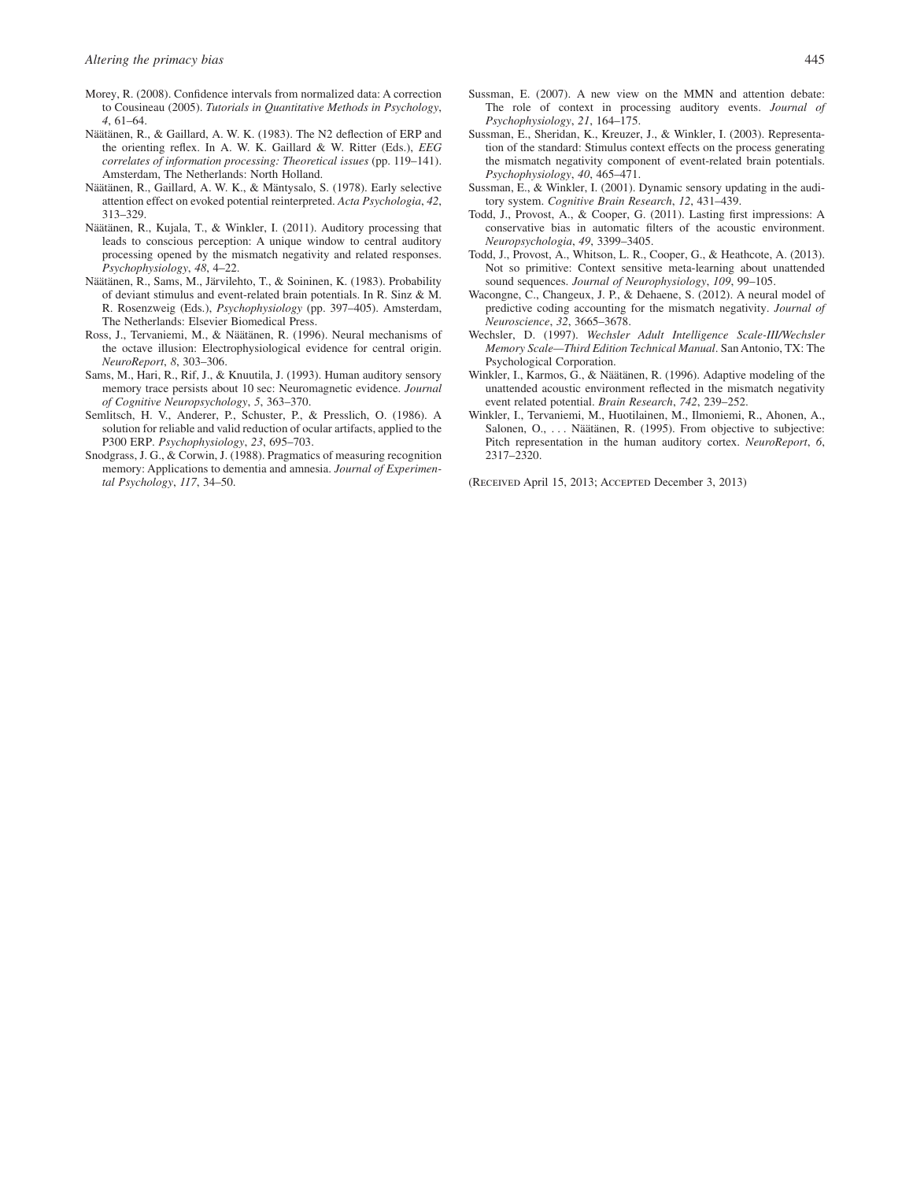Morey, R. (2008). Confidence intervals from normalized data: A correction to Cousineau (2005). *Tutorials in Quantitative Methods in Psychology*, *4*, 61–64.

Näätänen, R., & Gaillard, A. W. K. (1983). The N2 deflection of ERP and the orienting reflex. In A. W. K. Gaillard & W. Ritter (Eds.), *EEG correlates of information processing: Theoretical issues* (pp. 119–141). Amsterdam, The Netherlands: North Holland.

Näätänen, R., Gaillard, A. W. K., & Mäntysalo, S. (1978). Early selective attention effect on evoked potential reinterpreted. *Acta Psychologia*, *42*, 313–329.

Näätänen, R., Kujala, T., & Winkler, I. (2011). Auditory processing that leads to conscious perception: A unique window to central auditory processing opened by the mismatch negativity and related responses. *Psychophysiology*, *48*, 4–22.

Näätänen, R., Sams, M., Järvilehto, T., & Soininen, K. (1983). Probability of deviant stimulus and event-related brain potentials. In R. Sinz & M. R. Rosenzweig (Eds.), *Psychophysiology* (pp. 397–405). Amsterdam, The Netherlands: Elsevier Biomedical Press.

Ross, J., Tervaniemi, M., & Näätänen, R. (1996). Neural mechanisms of the octave illusion: Electrophysiological evidence for central origin. *NeuroReport*, *8*, 303–306.

Sams, M., Hari, R., Rif, J., & Knuutila, J. (1993). Human auditory sensory memory trace persists about 10 sec: Neuromagnetic evidence. *Journal of Cognitive Neuropsychology*, *5*, 363–370.

Semlitsch, H. V., Anderer, P., Schuster, P., & Presslich, O. (1986). A solution for reliable and valid reduction of ocular artifacts, applied to the P300 ERP. *Psychophysiology*, *23*, 695–703.

Snodgrass, J. G., & Corwin, J. (1988). Pragmatics of measuring recognition memory: Applications to dementia and amnesia. *Journal of Experimental Psychology*, *117*, 34–50.

Sussman, E. (2007). A new view on the MMN and attention debate: The role of context in processing auditory events. *Journal of Psychophysiology*, *21*, 164–175.

Sussman, E., Sheridan, K., Kreuzer, J., & Winkler, I. (2003). Representation of the standard: Stimulus context effects on the process generating the mismatch negativity component of event-related brain potentials. *Psychophysiology*, *40*, 465–471.

Sussman, E., & Winkler, I. (2001). Dynamic sensory updating in the auditory system. *Cognitive Brain Research*, *12*, 431–439.

Todd, J., Provost, A., & Cooper, G. (2011). Lasting first impressions: A conservative bias in automatic filters of the acoustic environment. *Neuropsychologia*, *49*, 3399–3405.

Todd, J., Provost, A., Whitson, L. R., Cooper, G., & Heathcote, A. (2013). Not so primitive: Context sensitive meta-learning about unattended sound sequences. *Journal of Neurophysiology*, *109*, 99–105.

Wacongne, C., Changeux, J. P., & Dehaene, S. (2012). A neural model of predictive coding accounting for the mismatch negativity. *Journal of Neuroscience*, *32*, 3665–3678.

Wechsler, D. (1997). *Wechsler Adult Intelligence Scale-III/Wechsler Memory Scale—Third Edition Technical Manual*. San Antonio, TX: The Psychological Corporation.

Winkler, I., Karmos, G., & Näätänen, R. (1996). Adaptive modeling of the unattended acoustic environment reflected in the mismatch negativity event related potential. *Brain Research*, *742*, 239–252.

Winkler, I., Tervaniemi, M., Huotilainen, M., Ilmoniemi, R., Ahonen, A., Salonen, O., . . . Näätänen, R. (1995). From objective to subjective: Pitch representation in the human auditory cortex. *NeuroReport*, *6*, 2317–2320.

(Received April 15, 2013; Accepted December 3, 2013)